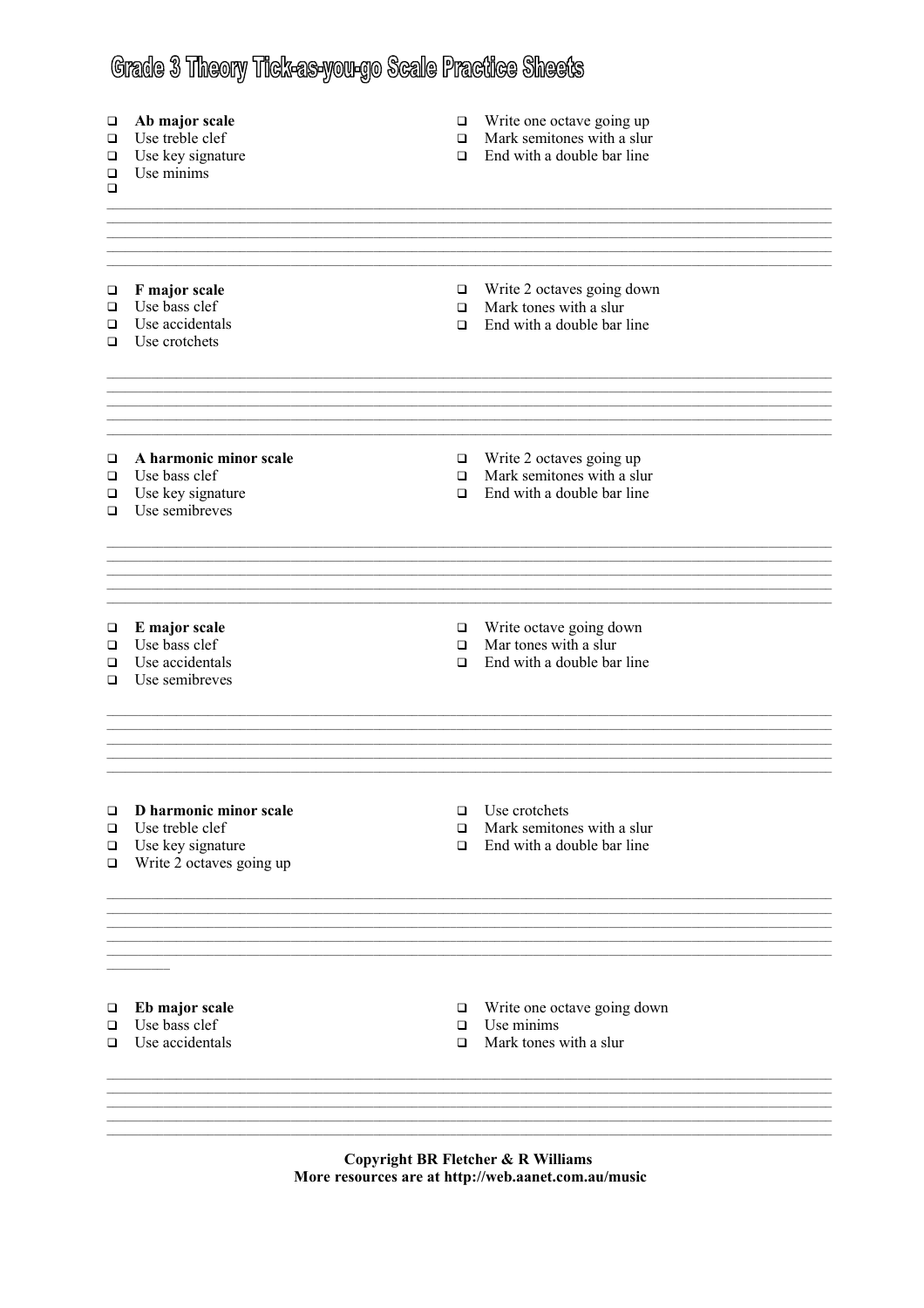# Grade 3 Theory Tick-as-you-go Scale Practice Sheets

- ❑ **Ab major scale**
- ❑ Use treble clef
- ❑ Use key signature
- ❑ Use minims
- ❑
- ❑ Write one octave going up
- ❑ Mark semitones with a slur
- ❑ End with a double bar line

---

- ❑ **F major scale**
- ❑ Use bass clef
- ❑ Use accidentals
- ❑ Use crotchets
- ❑ Write 2 octaves going down
- ❑ Mark tones with a slur
- ❑ End with a double bar line

---

- ❑ **A harmonic minor scale**
- ❑ Use bass clef
- ❑ Use key signature
- ❑ Use semibreves
- ❑ Write 2 octaves going up
- ❑ Mark semitones with a slur
- ❑ End with a double bar line

---

- ❑ **E major scale**
- ❑ Use bass clef
- ❑ Use accidentals
- ❑ Use semibreves
- ❑ Write octave going down
- ❑ Mar tones with a slur
- ❑ End with a double bar line

---

- ❑ **D harmonic minor scale**
- ❑ Use treble clef
- ❑ Use key signature
- ❑ Write 2 octaves going up
- ❑ Use crotchets
- ❑ Mark semitones with a slur
- ❑ End with a double bar line

---

- ❑ **Eb major scale**
- ❑ Use bass clef
- ❑ Use accidentals
- ❑ Write one octave going down
- ❑ Use minims
- ❑ Mark tones with a slur

---

**Copyright BR Fletcher & R Williams**
**More resources are at http://web.aanet.com.au/music**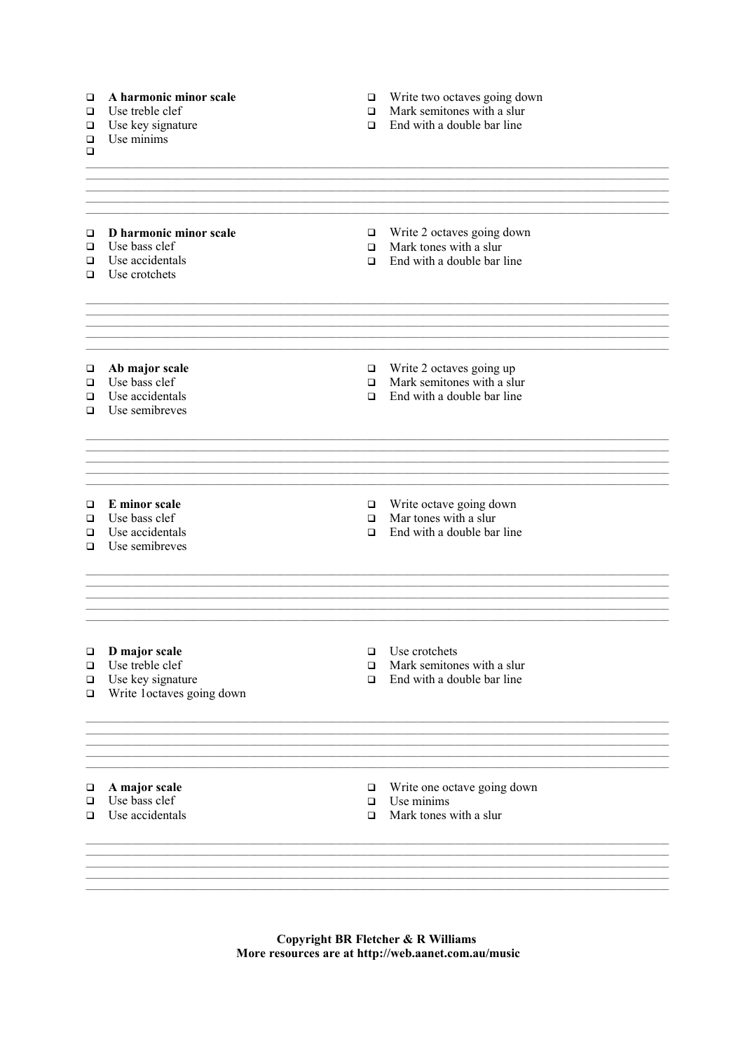- [ ] **A harmonic minor scale**
- [ ] Use treble clef
- [ ] Use key signature
- [ ] Use minims
- [ ] 
- [ ] Write two octaves going down
- [ ] Mark semitones with a slur
- [ ] End with a double bar line

- [ ] **D harmonic minor scale**
- [ ] Use bass clef
- [ ] Use accidentals
- [ ] Use crotchets
- [ ] Write 2 octaves going down
- [ ] Mark tones with a slur
- [ ] End with a double bar line

- [ ] **Ab major scale**
- [ ] Use bass clef
- [ ] Use accidentals
- [ ] Use semibreves
- [ ] Write 2 octaves going up
- [ ] Mark semitones with a slur
- [ ] End with a double bar line

- [ ] **E minor scale**
- [ ] Use bass clef
- [ ] Use accidentals
- [ ] Use semibreves
- [ ] Write octave going down
- [ ] Mar tones with a slur
- [ ] End with a double bar line

- [ ] **D major scale**
- [ ] Use treble clef
- [ ] Use key signature
- [ ] Write 1octaves going down
- [ ] Use crotchets
- [ ] Mark semitones with a slur
- [ ] End with a double bar line

- [ ] **A major scale**
- [ ] Use bass clef
- [ ] Use accidentals
- [ ] Write one octave going down
- [ ] Use minims
- [ ] Mark tones with a slur

**Copyright BR Fletcher & R Williams**
**More resources are at http://web.aanet.com.au/music**